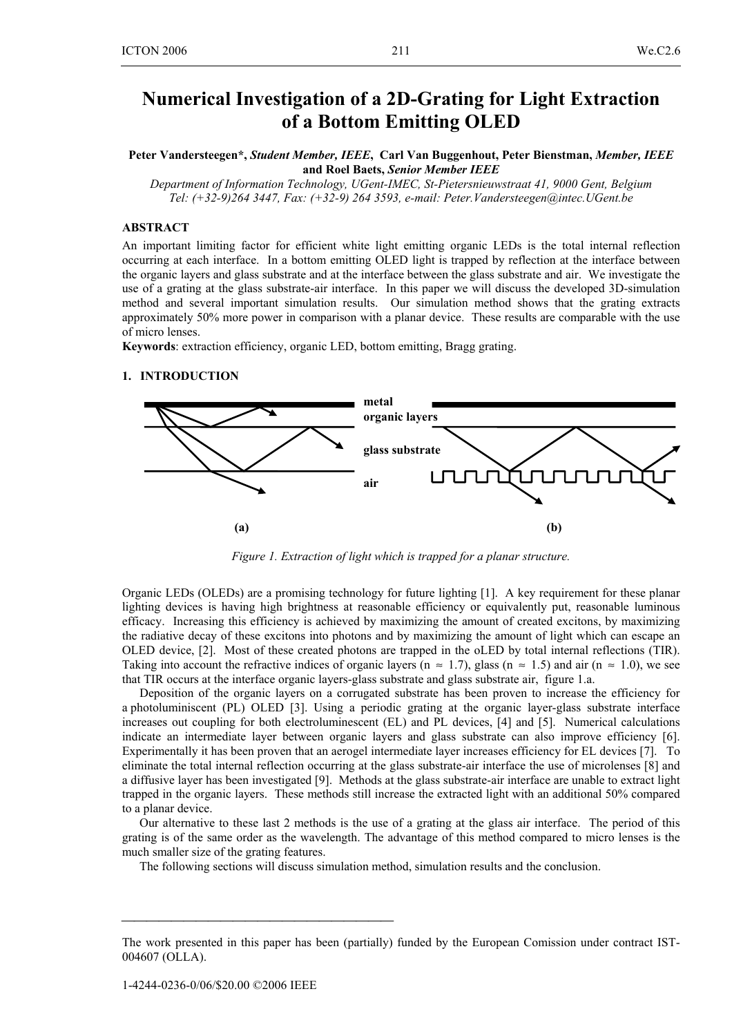# Numerical Investigation of a 2D-Grating for Light Extraction of a Bottom Emitting OLED

**Peter Vandersteegen\*, *Student Member, IEEE*, Carl Van Buggenhout, Peter Bienstman, *Member, IEEE* and Roel Baets, *Senior Member IEEE***

*Department of Information Technology, UGent-IMEC, St-Pietersnieuwstraat 41, 9000 Gent, Belgium*
*Tel: (+32-9)264 3447, Fax: (+32-9) 264 3593, e-mail: Peter.Vandersteegen@intec.UGent.be*

## ABSTRACT

An important limiting factor for efficient white light emitting organic LEDs is the total internal reflection occurring at each interface. In a bottom emitting OLED light is trapped by reflection at the interface between the organic layers and glass substrate and at the interface between the glass substrate and air. We investigate the use of a grating at the glass substrate-air interface. In this paper we will discuss the developed 3D-simulation method and several important simulation results. Our simulation method shows that the grating extracts approximately 50% more power in comparison with a planar device. These results are comparable with the use of micro lenses.

**Keywords**: extraction efficiency, organic LED, bottom emitting, Bragg grating.

## 1. INTRODUCTION

metal
organic layers
glass substrate
air

(a) (b)

*Figure 1. Extraction of light which is trapped for a planar structure.*

Organic LEDs (OLEDs) are a promising technology for future lighting [1]. A key requirement for these planar lighting devices is having high brightness at reasonable efficiency or equivalently put, reasonable luminous efficacy. Increasing this efficiency is achieved by maximizing the amount of created excitons, by maximizing the radiative decay of these excitons into photons and by maximizing the amount of light which can escape an OLED device, [2]. Most of these created photons are trapped in the oLED by total internal reflections (TIR). Taking into account the refractive indices of organic layers ($n \approx 1.7$), glass ($n \approx 1.5$) and air ($n \approx 1.0$), we see that TIR occurs at the interface organic layers-glass substrate and glass substrate air, figure 1.a.

Deposition of the organic layers on a corrugated substrate has been proven to increase the efficiency for a photoluminiscent (PL) OLED [3]. Using a periodic grating at the organic layer-glass substrate interface increases out coupling for both electroluminescent (EL) and PL devices, [4] and [5]. Numerical calculations indicate an intermediate layer between organic layers and glass substrate can also improve efficiency [6]. Experimentally it has been proven that an aerogel intermediate layer increases efficiency for EL devices [7]. To eliminate the total internal reflection occurring at the glass substrate-air interface the use of microlenses [8] and a diffusive layer has been investigated [9]. Methods at the glass substrate-air interface are unable to extract light trapped in the organic layers. These methods still increase the extracted light with an additional 50% compared to a planar device.

Our alternative to these last 2 methods is the use of a grating at the glass air interface. The period of this grating is of the same order as the wavelength. The advantage of this method compared to micro lenses is the much smaller size of the grating features.

The following sections will discuss simulation method, simulation results and the conclusion.

---

The work presented in this paper has been (partially) funded by the European Comission under contract IST-004607 (OLLA).

1-4244-0236-0/06/$20.00 ©2006 IEEE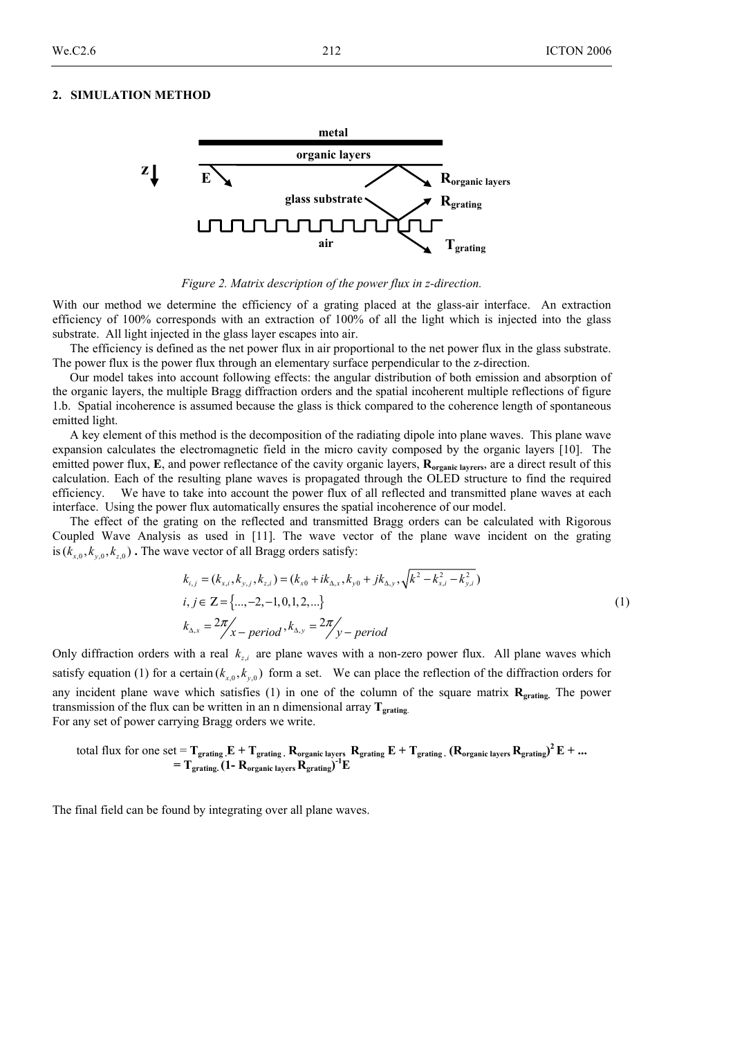## 2. SIMULATION METHOD

Figure 2. Matrix description of the power flux in z-direction.

With our method we determine the efficiency of a grating placed at the glass-air interface. An extraction efficiency of 100% corresponds with an extraction of 100% of all the light which is injected into the glass substrate. All light injected in the glass layer escapes into air.

The efficiency is defined as the net power flux in air proportional to the net power flux in the glass substrate. The power flux is the power flux through an elementary surface perpendicular to the z-direction.

Our model takes into account following effects: the angular distribution of both emission and absorption of the organic layers, the multiple Bragg diffraction orders and the spatial incoherent multiple reflections of figure 1.b. Spatial incoherence is assumed because the glass is thick compared to the coherence length of spontaneous emitted light.

A key element of this method is the decomposition of the radiating dipole into plane waves. This plane wave expansion calculates the electromagnetic field in the micro cavity composed by the organic layers [10]. The emitted power flux, **E**, and power reflectance of the cavity organic layers, $\mathbf{R}_{\text{organic layrers}}$, are a direct result of this calculation. Each of the resulting plane waves is propagated through the OLED structure to find the required efficiency. We have to take into account the power flux of all reflected and transmitted plane waves at each interface. Using the power flux automatically ensures the spatial incoherence of our model.

The effect of the grating on the reflected and transmitted Bragg orders can be calculated with Rigorous Coupled Wave Analysis as used in [11]. The wave vector of the plane wave incident on the grating is $(k_{x,0}, k_{y,0}, k_{z,0})$ **.** The wave vector of all Bragg orders satisfy:

$$
\begin{aligned}
k_{i,j} &= (k_{x,i}, k_{y,j}, k_{z,i}) = (k_{x0} + ik_{\Delta,x}, k_{y0} + jk_{\Delta,y}, \sqrt{k^2 - k_{x,i}^2 - k_{y,i}^2}) \\
i, j &\in \mathrm{Z} = \{..., -2, -1, 0, 1, 2, ...\} \\
k_{\Delta,x} &= 2\pi / x - period, \; k_{\Delta,y} = 2\pi / y - period
\end{aligned}
\tag{1}
$$

Only diffraction orders with a real $k_{z,i}$ are plane waves with a non-zero power flux. All plane waves which satisfy equation (1) for a certain $(k_{x,0}, k_{y,0})$ form a set. We can place the reflection of the diffraction orders for any incident plane wave which satisfies (1) in one of the column of the square matrix $\mathbf{R}_{\text{grating}}$. The power transmission of the flux can be written in an n dimensional array $\mathbf{T}_{\text{grating}}$.

For any set of power carrying Bragg orders we write.

$$
\begin{aligned}
\text{total flux for one set} &= \mathbf{T}_{\text{grating}} .\mathbf{E} + \mathbf{T}_{\text{grating}} .\, \mathbf{R}_{\text{organic layers}}\, \mathbf{R}_{\text{grating}}\, \mathbf{E} + \mathbf{T}_{\text{grating}} .\, (\mathbf{R}_{\text{organic layers}}\, \mathbf{R}_{\text{grating}})^2\, \mathbf{E} + ... \\
&= \mathbf{T}_{\text{grating}} .\, (1 - \mathbf{R}_{\text{organic layers}}\, \mathbf{R}_{\text{grating}})^{-1} \mathbf{E}
\end{aligned}
$$

The final field can be found by integrating over all plane waves.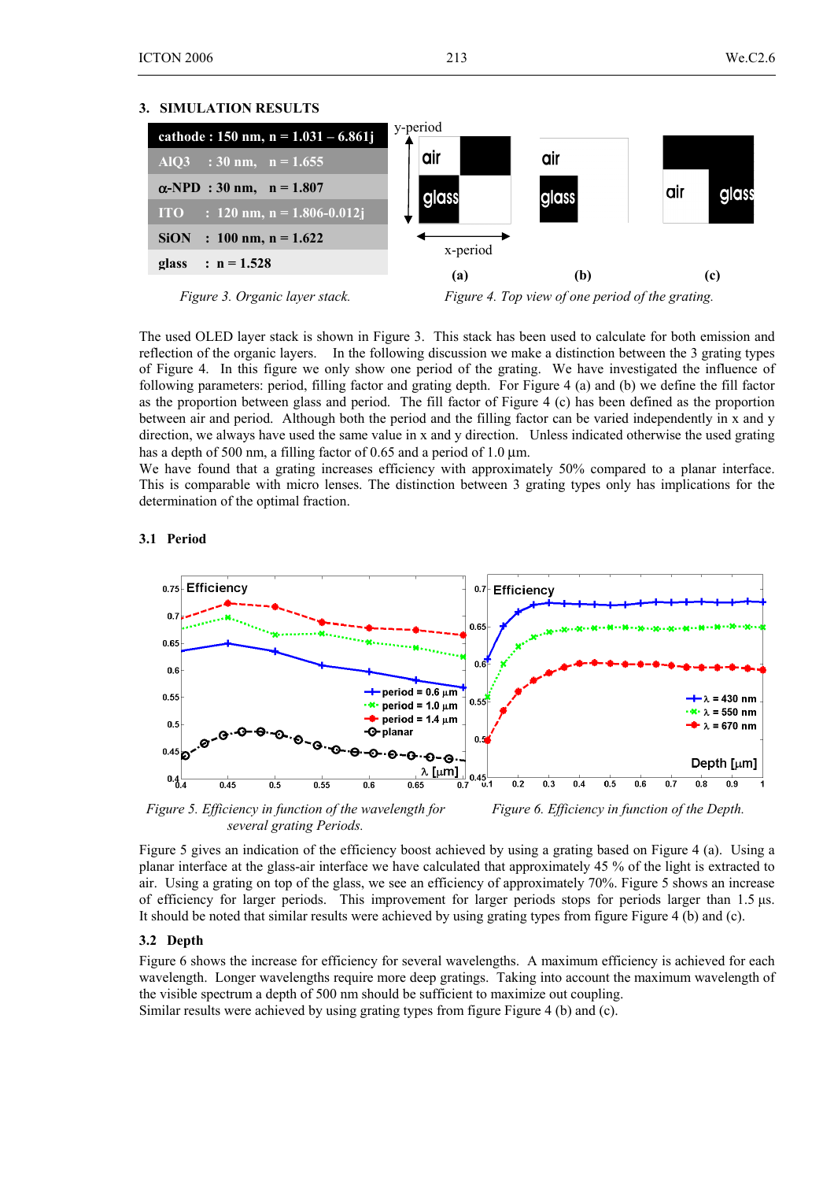## 3. SIMULATION RESULTS

| cathode : 150 nm, n = 1.031 – 6.861j |
|---|
| AlQ3 : 30 nm, n = 1.655 |
| α-NPD : 30 nm, n = 1.807 |
| ITO : 120 nm, n = 1.806-0.012j |
| SiON : 100 nm, n = 1.622 |
| glass : n = 1.528 |

*Figure 3. Organic layer stack.*

*Figure 4. Top view of one period of the grating.*

The used OLED layer stack is shown in Figure 3. This stack has been used to calculate for both emission and reflection of the organic layers. In the following discussion we make a distinction between the 3 grating types of Figure 4. In this figure we only show one period of the grating. We have investigated the influence of following parameters: period, filling factor and grating depth. For Figure 4 (a) and (b) we define the fill factor as the proportion between glass and period. The fill factor of Figure 4 (c) has been defined as the proportion between air and period. Although both the period and the filling factor can be varied independently in x and y direction, we always have used the same value in x and y direction. Unless indicated otherwise the used grating has a depth of 500 nm, a filling factor of 0.65 and a period of 1.0 µm.
We have found that a grating increases efficiency with approximately 50% compared to a planar interface. This is comparable with micro lenses. The distinction between 3 grating types only has implications for the determination of the optimal fraction.

### 3.1 Period

*Figure 5. Efficiency in function of the wavelength for several grating Periods.*

*Figure 6. Efficiency in function of the Depth.*

Figure 5 gives an indication of the efficiency boost achieved by using a grating based on Figure 4 (a). Using a planar interface at the glass-air interface we have calculated that approximately 45 % of the light is extracted to air. Using a grating on top of the glass, we see an efficiency of approximately 70%. Figure 5 shows an increase of efficiency for larger periods. This improvement for larger periods stops for periods larger than 1.5 µs. It should be noted that similar results were achieved by using grating types from figure Figure 4 (b) and (c).

### 3.2 Depth

Figure 6 shows the increase for efficiency for several wavelengths. A maximum efficiency is achieved for each wavelength. Longer wavelengths require more deep gratings. Taking into account the maximum wavelength of the visible spectrum a depth of 500 nm should be sufficient to maximize out coupling.
Similar results were achieved by using grating types from figure Figure 4 (b) and (c).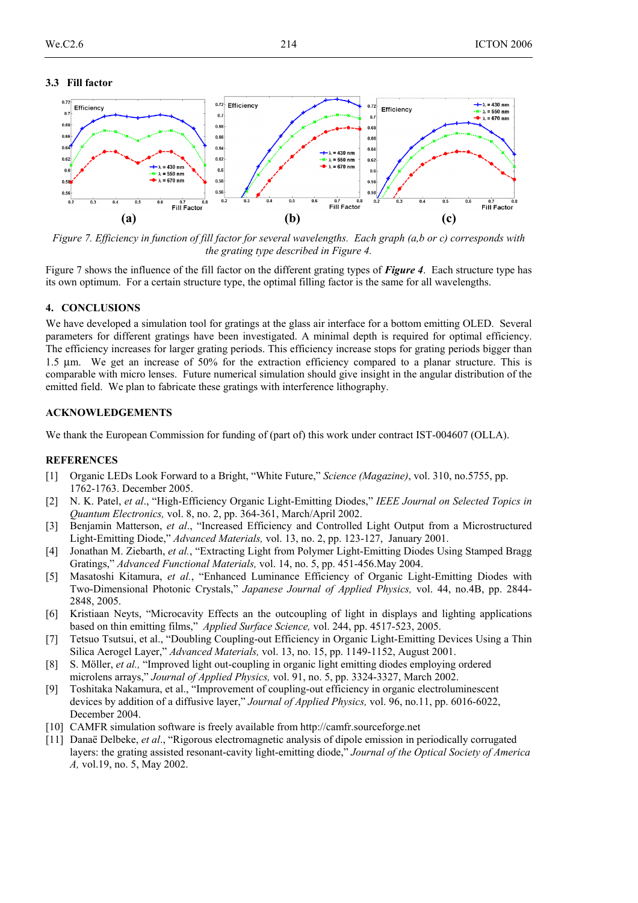### 3.3 Fill factor

Efficiency

0.72
0.7
0.68
0.66
0.64
0.62
0.6
0.58
0.56

0.2 0.3 0.4 0.5 0.6 0.7 0.8

Fill Factor

λ = 430 nm
λ = 550 nm
λ = 670 nm

(a)

Efficiency

0.72
0.7
0.68
0.66
0.64
0.62
0.6
0.58
0.56

0.2 0.3 0.4 0.5 0.6 0.7 0.8

Fill Factor

λ = 430 nm
λ = 550 nm
λ = 670 nm

(b)

Efficiency

0.72
0.7
0.68
0.66
0.64
0.62
0.6
0.58
0.56

0.2 0.3 0.4 0.5 0.6 0.7 0.8

Fill Factor

λ = 430 nm
λ = 550 nm
λ = 670 nm

(c)

*Figure 7. Efficiency in function of fill factor for several wavelengths. Each graph (a,b or c) corresponds with the grating type described in Figure 4.*

Figure 7 shows the influence of the fill factor on the different grating types of ***Figure 4***. Each structure type has its own optimum. For a certain structure type, the optimal filling factor is the same for all wavelengths.

## 4. CONCLUSIONS

We have developed a simulation tool for gratings at the glass air interface for a bottom emitting OLED. Several parameters for different gratings have been investigated. A minimal depth is required for optimal efficiency. The efficiency increases for larger grating periods. This efficiency increase stops for grating periods bigger than 1.5 µm. We get an increase of 50% for the extraction efficiency compared to a planar structure. This is comparable with micro lenses. Future numerical simulation should give insight in the angular distribution of the emitted field. We plan to fabricate these gratings with interference lithography.

## ACKNOWLEDGEMENTS

We thank the European Commission for funding of (part of) this work under contract IST-004607 (OLLA).

## REFERENCES

[1] Organic LEDs Look Forward to a Bright, "White Future," *Science (Magazine)*, vol. 310, no.5755, pp. 1762-1763. December 2005.

[2] N. K. Patel, *et al*., "High-Efficiency Organic Light-Emitting Diodes," *IEEE Journal on Selected Topics in Quantum Electronics,* vol. 8, no. 2, pp. 364-361, March/April 2002.

[3] Benjamin Matterson, *et al*., "Increased Efficiency and Controlled Light Output from a Microstructured Light-Emitting Diode," *Advanced Materials,* vol. 13, no. 2, pp. 123-127, January 2001.

[4] Jonathan M. Ziebarth, *et al.*, "Extracting Light from Polymer Light-Emitting Diodes Using Stamped Bragg Gratings," *Advanced Functional Materials,* vol. 14, no. 5, pp. 451-456.May 2004.

[5] Masatoshi Kitamura, *et al.*, "Enhanced Luminance Efficiency of Organic Light-Emitting Diodes with Two-Dimensional Photonic Crystals," *Japanese Journal of Applied Physics,* vol. 44, no.4B, pp. 2844-2848, 2005.

[6] Kristiaan Neyts, "Microcavity Effects an the outcoupling of light in displays and lighting applications based on thin emitting films," *Applied Surface Science,* vol. 244, pp. 4517-523, 2005.

[7] Tetsuo Tsutsui, et al., "Doubling Coupling-out Efficiency in Organic Light-Emitting Devices Using a Thin Silica Aerogel Layer," *Advanced Materials,* vol. 13, no. 15, pp. 1149-1152, August 2001.

[8] S. Möller, *et al.,* "Improved light out-coupling in organic light emitting diodes employing ordered microlens arrays," *Journal of Applied Physics,* vol. 91, no. 5, pp. 3324-3327, March 2002.

[9] Toshitaka Nakamura, et al., "Improvement of coupling-out efficiency in organic electroluminescent devices by addition of a diffusive layer," *Journal of Applied Physics,* vol. 96, no.11, pp. 6016-6022, December 2004.

[10] CAMFR simulation software is freely available from http://camfr.sourceforge.net

[11] Danaë Delbeke, *et al*., "Rigorous electromagnetic analysis of dipole emission in periodically corrugated layers: the grating assisted resonant-cavity light-emitting diode," *Journal of the Optical Society of America A,* vol.19, no. 5, May 2002.